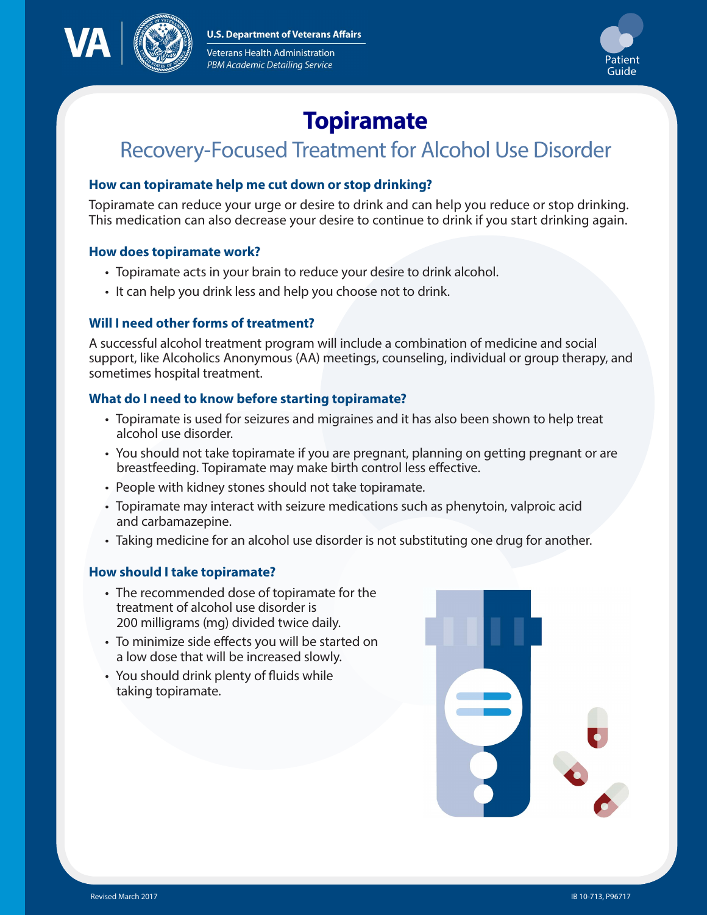# Topiramate

## Recovery-Focused Treatment for Alcohol Use Disorder

### How can topiramate help me cut down or stop drinking?

Topiramate can reduce your urge or desire to drink and can help you reduce or stop drinking. This medication can also decrease your desire to continue to drink if you start drinking again.

### How does topiramate work?

- Topiramate acts in your brain to reduce your desire to drink alcohol.
- It can help you drink less and help you choose not to drink.

### Will I need other forms of treatment?

A successful alcohol treatment program will include a combination of medicine and social support, like Alcoholics Anonymous (AA) meetings, counseling, individual or group therapy, and sometimes hospital treatment.

### What do I need to know before starting topiramate?

- Topiramate is used for seizures and migraines and it has also been shown to help treat alcohol use disorder.
- You should not take topiramate if you are pregnant, planning on getting pregnant or are breastfeeding. Topiramate may make birth control less effective.
- People with kidney stones should not take topiramate.
- Topiramate may interact with seizure medications such as phenytoin, valproic acid and carbamazepine.
- Taking medicine for an alcohol use disorder is not substituting one drug for another.

### How should I take topiramate?

- The recommended dose of topiramate for the treatment of alcohol use disorder is 200 milligrams (mg) divided twice daily.
- To minimize side effects you will be started on a low dose that will be increased slowly.
- You should drink plenty of fluids while taking topiramate.

Revised March 2017

IB 10-713, P96717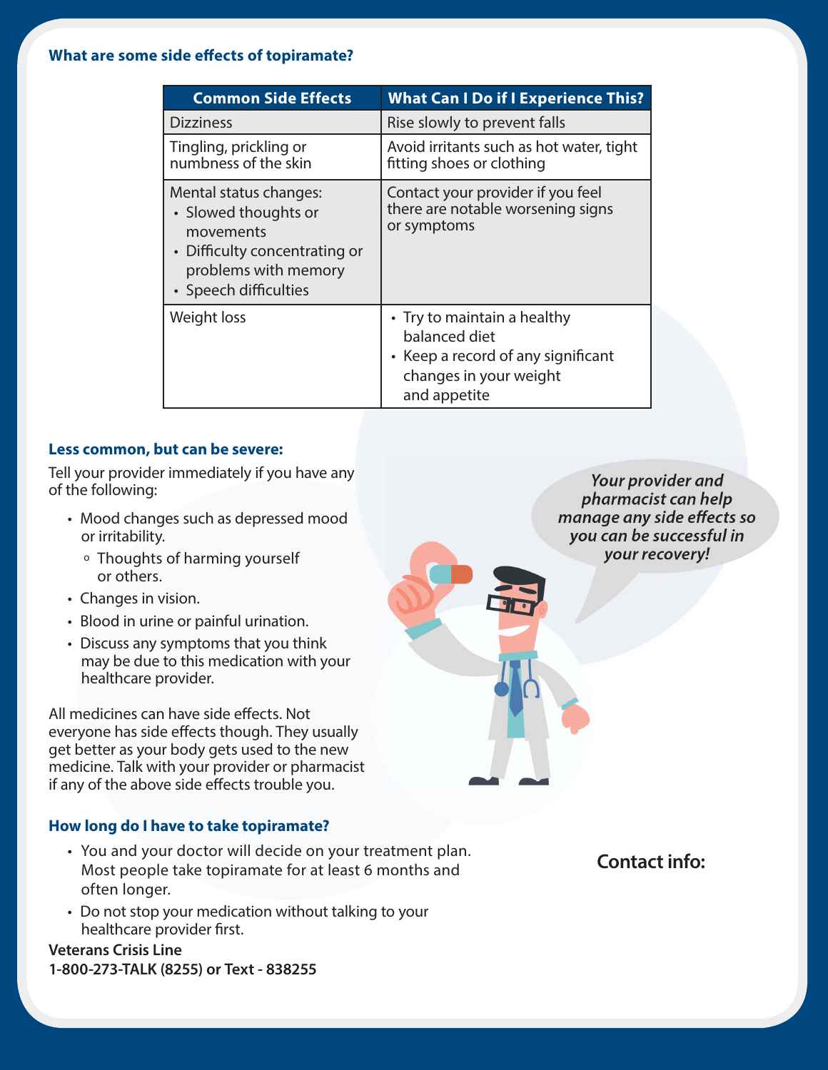### What are some side effects of topiramate?

| Common Side Effects | What Can I Do if I Experience This? |
|---|---|
| Dizziness | Rise slowly to prevent falls |
| Tingling, prickling or numbness of the skin | Avoid irritants such as hot water, tight fitting shoes or clothing |
| Mental status changes:<br>• Slowed thoughts or movements<br>• Difficulty concentrating or problems with memory<br>• Speech difficulties | Contact your provider if you feel there are notable worsening signs or symptoms |
| Weight loss | • Try to maintain a healthy balanced diet<br>• Keep a record of any significant changes in your weight and appetite |

### Less common, but can be severe:

Tell your provider immediately if you have any of the following:

- Mood changes such as depressed mood or irritability.
  - Thoughts of harming yourself or others.
- Changes in vision.
- Blood in urine or painful urination.
- Discuss any symptoms that you think may be due to this medication with your healthcare provider.

All medicines can have side effects. Not everyone has side effects though. They usually get better as your body gets used to the new medicine. Talk with your provider or pharmacist if any of the above side effects trouble you.

*Your provider and pharmacist can help manage any side effects so you can be successful in your recovery!*

### How long do I have to take topiramate?

- You and your doctor will decide on your treatment plan. Most people take topiramate for at least 6 months and often longer.
- Do not stop your medication without talking to your healthcare provider first.

**Veterans Crisis Line**
**1-800-273-TALK (8255) or Text - 838255**

**Contact info:**